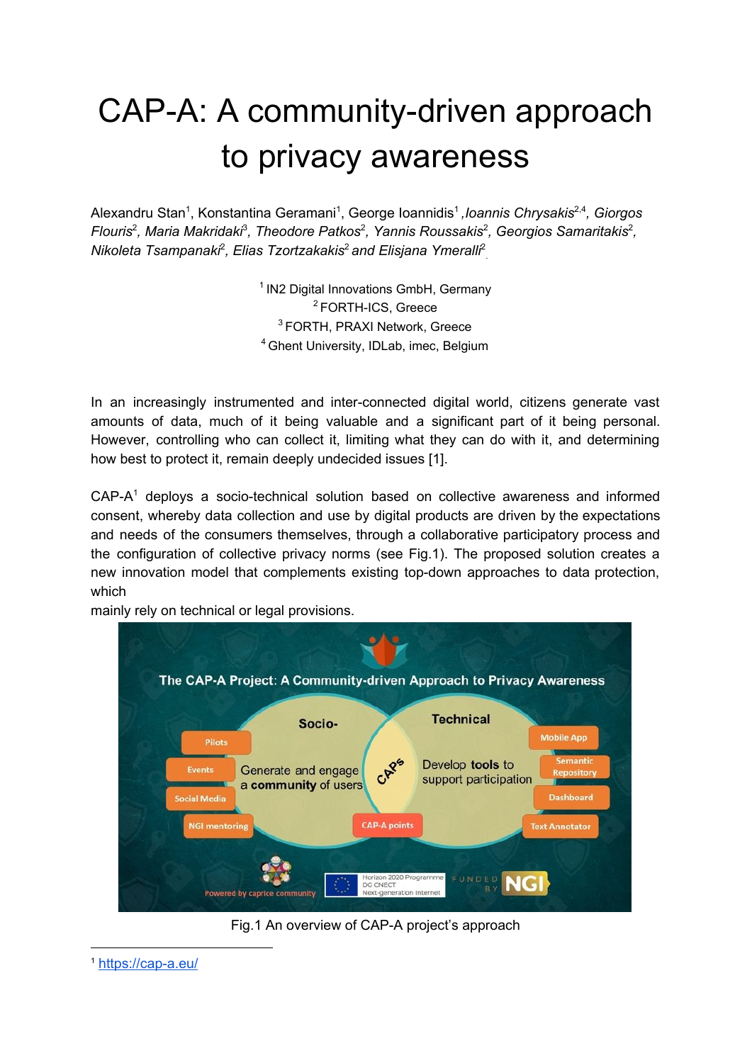# CAP-A: A community-driven approach to privacy awareness

Alexandru Stan[1], Konstantina Geramani[1], George Ioannidis[1], *Ioannis Chrysakis*[2,4]*, Giorgos Flouris*[2]*, Maria Makridaki*[3]*, Theodore Patkos*[2]*, Yannis Roussakis*[2]*, Georgios Samaritakis*[2]*, Nikoleta Tsampanaki*[2]*, Elias Tzortzakakis*[2] *and Elisjana Ymeralli*[2]

[1] IN2 Digital Innovations GmbH, Germany
[2] FORTH-ICS, Greece
[3] FORTH, PRAXI Network, Greece
[4] Ghent University, IDLab, imec, Belgium

In an increasingly instrumented and inter-connected digital world, citizens generate vast amounts of data, much of it being valuable and a significant part of it being personal. However, controlling who can collect it, limiting what they can do with it, and determining how best to protect it, remain deeply undecided issues [1].

CAP-A[1] deploys a socio-technical solution based on collective awareness and informed consent, whereby data collection and use by digital products are driven by the expectations and needs of the consumers themselves, through a collaborative participatory process and the configuration of collective privacy norms (see Fig.1). The proposed solution creates a new innovation model that complements existing top-down approaches to data protection, which mainly rely on technical or legal provisions.

Fig.1 An overview of CAP-A project's approach

[1] https://cap-a.eu/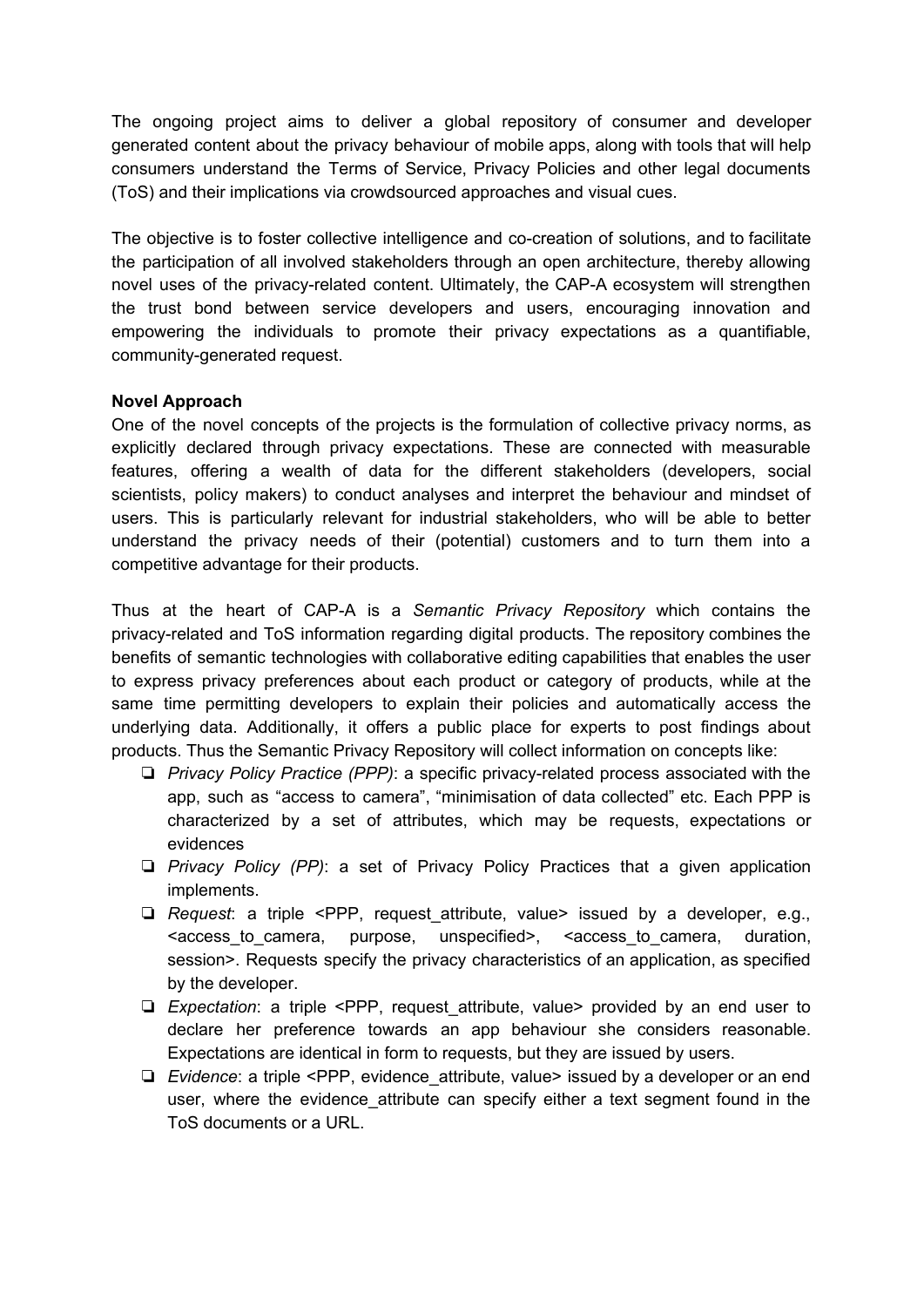The ongoing project aims to deliver a global repository of consumer and developer generated content about the privacy behaviour of mobile apps, along with tools that will help consumers understand the Terms of Service, Privacy Policies and other legal documents (ToS) and their implications via crowdsourced approaches and visual cues.

The objective is to foster collective intelligence and co-creation of solutions, and to facilitate the participation of all involved stakeholders through an open architecture, thereby allowing novel uses of the privacy-related content. Ultimately, the CAP-A ecosystem will strengthen the trust bond between service developers and users, encouraging innovation and empowering the individuals to promote their privacy expectations as a quantifiable, community-generated request.

**Novel Approach**

One of the novel concepts of the projects is the formulation of collective privacy norms, as explicitly declared through privacy expectations. These are connected with measurable features, offering a wealth of data for the different stakeholders (developers, social scientists, policy makers) to conduct analyses and interpret the behaviour and mindset of users. This is particularly relevant for industrial stakeholders, who will be able to better understand the privacy needs of their (potential) customers and to turn them into a competitive advantage for their products.

Thus at the heart of CAP-A is a *Semantic Privacy Repository* which contains the privacy-related and ToS information regarding digital products. The repository combines the benefits of semantic technologies with collaborative editing capabilities that enables the user to express privacy preferences about each product or category of products, while at the same time permitting developers to explain their policies and automatically access the underlying data. Additionally, it offers a public place for experts to post findings about products. Thus the Semantic Privacy Repository will collect information on concepts like:

- *Privacy Policy Practice (PPP)*: a specific privacy-related process associated with the app, such as "access to camera", "minimisation of data collected" etc. Each PPP is characterized by a set of attributes, which may be requests, expectations or evidences
- *Privacy Policy (PP)*: a set of Privacy Policy Practices that a given application implements.
- *Request*: a triple <PPP, request_attribute, value> issued by a developer, e.g., <access_to_camera, purpose, unspecified>, <access_to_camera, duration, session>. Requests specify the privacy characteristics of an application, as specified by the developer.
- *Expectation*: a triple <PPP, request_attribute, value> provided by an end user to declare her preference towards an app behaviour she considers reasonable. Expectations are identical in form to requests, but they are issued by users.
- *Evidence*: a triple <PPP, evidence_attribute, value> issued by a developer or an end user, where the evidence_attribute can specify either a text segment found in the ToS documents or a URL.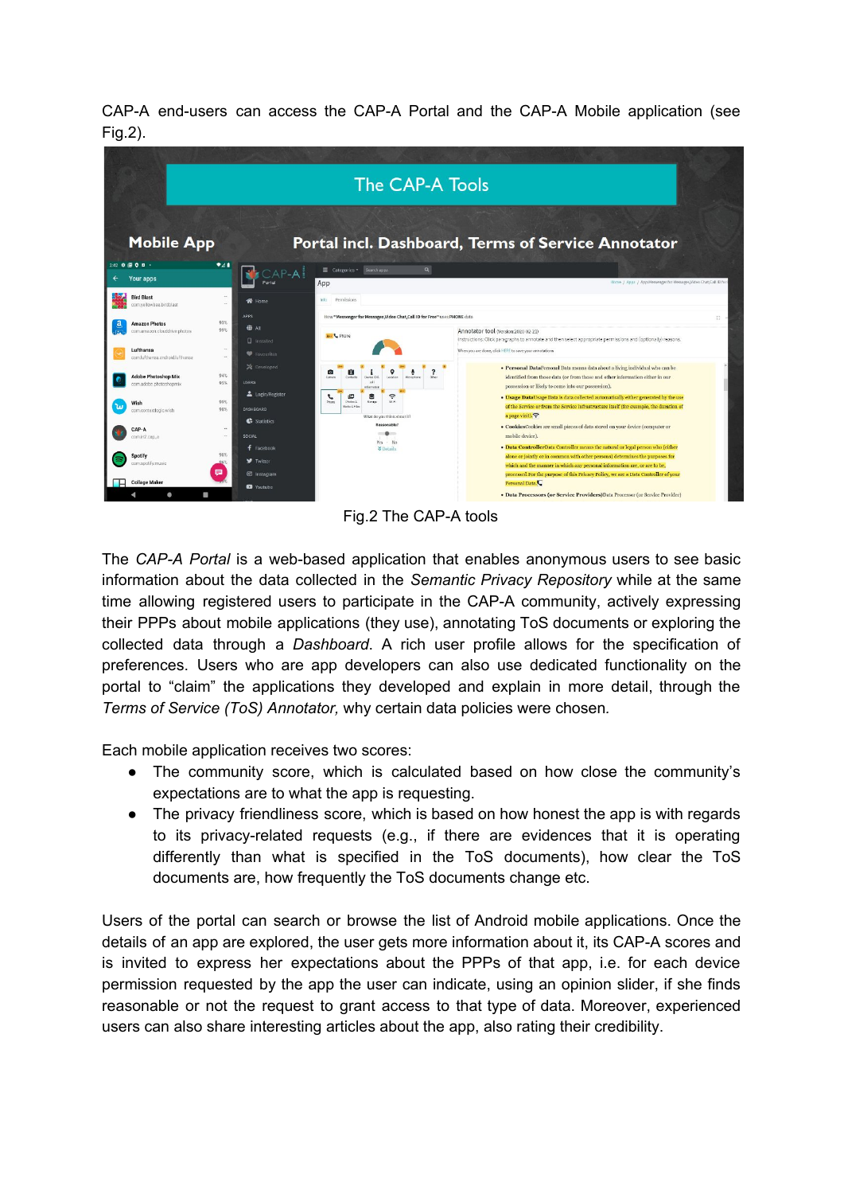CAP-A end-users can access the CAP-A Portal and the CAP-A Mobile application (see Fig.2).

Fig.2 The CAP-A tools

The *CAP-A Portal* is a web-based application that enables anonymous users to see basic information about the data collected in the *Semantic Privacy Repository* while at the same time allowing registered users to participate in the CAP-A community, actively expressing their PPPs about mobile applications (they use), annotating ToS documents or exploring the collected data through a *Dashboard*. A rich user profile allows for the specification of preferences. Users who are app developers can also use dedicated functionality on the portal to "claim" the applications they developed and explain in more detail, through the *Terms of Service (ToS) Annotator,* why certain data policies were chosen.

Each mobile application receives two scores:

- The community score, which is calculated based on how close the community's expectations are to what the app is requesting.
- The privacy friendliness score, which is based on how honest the app is with regards to its privacy-related requests (e.g., if there are evidences that it is operating differently than what is specified in the ToS documents), how clear the ToS documents are, how frequently the ToS documents change etc.

Users of the portal can search or browse the list of Android mobile applications. Once the details of an app are explored, the user gets more information about it, its CAP-A scores and is invited to express her expectations about the PPPs of that app, i.e. for each device permission requested by the app the user can indicate, using an opinion slider, if she finds reasonable or not the request to grant access to that type of data. Moreover, experienced users can also share interesting articles about the app, also rating their credibility.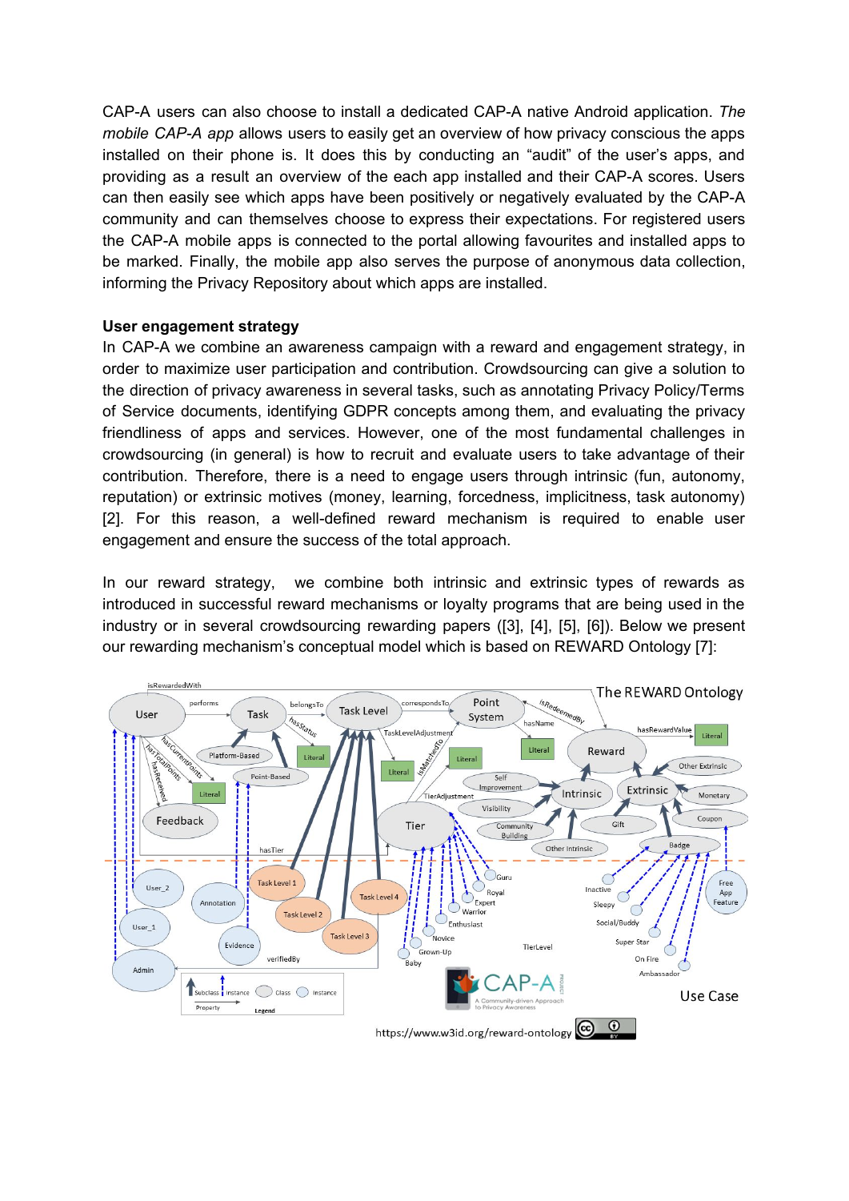CAP-A users can also choose to install a dedicated CAP-A native Android application. *The mobile CAP-A app* allows users to easily get an overview of how privacy conscious the apps installed on their phone is. It does this by conducting an “audit” of the user’s apps, and providing as a result an overview of the each app installed and their CAP-A scores. Users can then easily see which apps have been positively or negatively evaluated by the CAP-A community and can themselves choose to express their expectations. For registered users the CAP-A mobile apps is connected to the portal allowing favourites and installed apps to be marked. Finally, the mobile app also serves the purpose of anonymous data collection, informing the Privacy Repository about which apps are installed.

**User engagement strategy**

In CAP-A we combine an awareness campaign with a reward and engagement strategy, in order to maximize user participation and contribution. Crowdsourcing can give a solution to the direction of privacy awareness in several tasks, such as annotating Privacy Policy/Terms of Service documents, identifying GDPR concepts among them, and evaluating the privacy friendliness of apps and services. However, one of the most fundamental challenges in crowdsourcing (in general) is how to recruit and evaluate users to take advantage of their contribution. Therefore, there is a need to engage users through intrinsic (fun, autonomy, reputation) or extrinsic motives (money, learning, forcedness, implicitness, task autonomy) [2]. For this reason, a well-defined reward mechanism is required to enable user engagement and ensure the success of the total approach.

In our reward strategy, we combine both intrinsic and extrinsic types of rewards as introduced in successful reward mechanisms or loyalty programs that are being used in the industry or in several crowdsourcing rewarding papers ([3], [4], [5], [6]). Below we present our rewarding mechanism’s conceptual model which is based on REWARD Ontology [7]: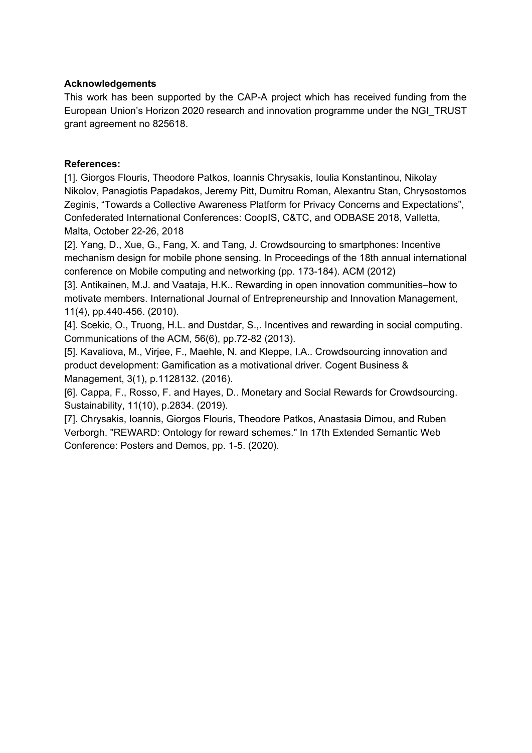**Acknowledgements**

This work has been supported by the CAP-A project which has received funding from the European Union's Horizon 2020 research and innovation programme under the NGI_TRUST grant agreement no 825618.

**References:**

[1]. Giorgos Flouris, Theodore Patkos, Ioannis Chrysakis, Ioulia Konstantinou, Nikolay Nikolov, Panagiotis Papadakos, Jeremy Pitt, Dumitru Roman, Alexantru Stan, Chrysostomos Zeginis, "Towards a Collective Awareness Platform for Privacy Concerns and Expectations", Confederated International Conferences: CoopIS, C&TC, and ODBASE 2018, Valletta, Malta, October 22-26, 2018

[2]. Yang, D., Xue, G., Fang, X. and Tang, J. Crowdsourcing to smartphones: Incentive mechanism design for mobile phone sensing. In Proceedings of the 18th annual international conference on Mobile computing and networking (pp. 173-184). ACM (2012)

[3]. Antikainen, M.J. and Vaataja, H.K.. Rewarding in open innovation communities–how to motivate members. International Journal of Entrepreneurship and Innovation Management, 11(4), pp.440-456. (2010).

[4]. Scekic, O., Truong, H.L. and Dustdar, S.,. Incentives and rewarding in social computing. Communications of the ACM, 56(6), pp.72-82 (2013).

[5]. Kavaliova, M., Virjee, F., Maehle, N. and Kleppe, I.A.. Crowdsourcing innovation and product development: Gamification as a motivational driver. Cogent Business & Management, 3(1), p.1128132. (2016).

[6]. Cappa, F., Rosso, F. and Hayes, D.. Monetary and Social Rewards for Crowdsourcing. Sustainability, 11(10), p.2834. (2019).

[7]. Chrysakis, Ioannis, Giorgos Flouris, Theodore Patkos, Anastasia Dimou, and Ruben Verborgh. "REWARD: Ontology for reward schemes." In 17th Extended Semantic Web Conference: Posters and Demos, pp. 1-5. (2020).